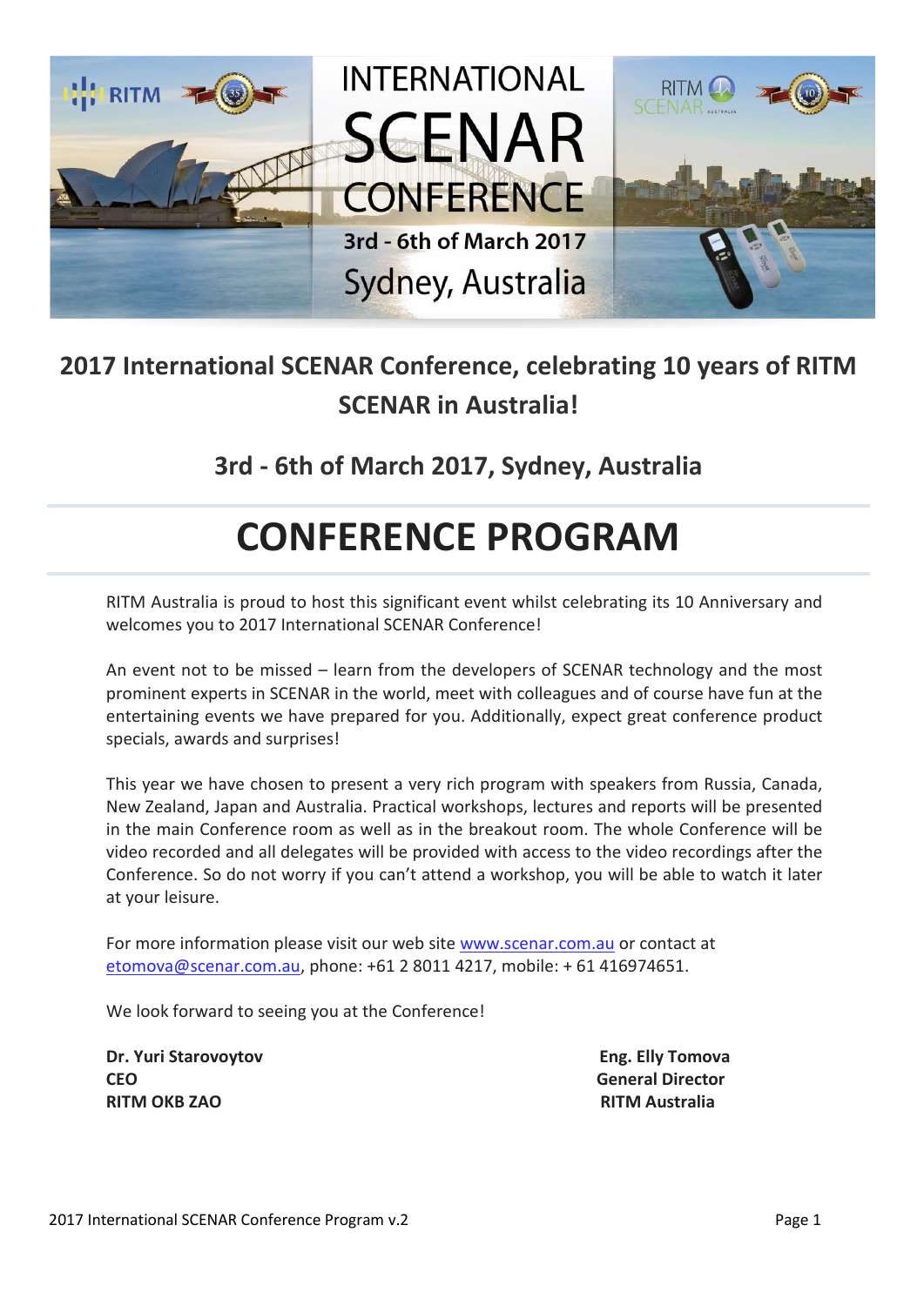INTERNATIONAL SCENAR CONFERENCE

3rd - 6th of March 2017

Sydney, Australia

## 2017 International SCENAR Conference, celebrating 10 years of RITM SCENAR in Australia!

### 3rd - 6th of March 2017, Sydney, Australia

# CONFERENCE PROGRAM

RITM Australia is proud to host this significant event whilst celebrating its 10 Anniversary and welcomes you to 2017 International SCENAR Conference!

An event not to be missed – learn from the developers of SCENAR technology and the most prominent experts in SCENAR in the world, meet with colleagues and of course have fun at the entertaining events we have prepared for you. Additionally, expect great conference product specials, awards and surprises!

This year we have chosen to present a very rich program with speakers from Russia, Canada, New Zealand, Japan and Australia. Practical workshops, lectures and reports will be presented in the main Conference room as well as in the breakout room. The whole Conference will be video recorded and all delegates will be provided with access to the video recordings after the Conference. So do not worry if you can't attend a workshop, you will be able to watch it later at your leisure.

For more information please visit our web site www.scenar.com.au or contact at etomova@scenar.com.au, phone: +61 2 8011 4217, mobile: + 61 416974651.

We look forward to seeing you at the Conference!

**Dr. Yuri Starovoytov**
**CEO**
**RITM OKB ZAO**

**Eng. Elly Tomova**
**General Director**
**RITM Australia**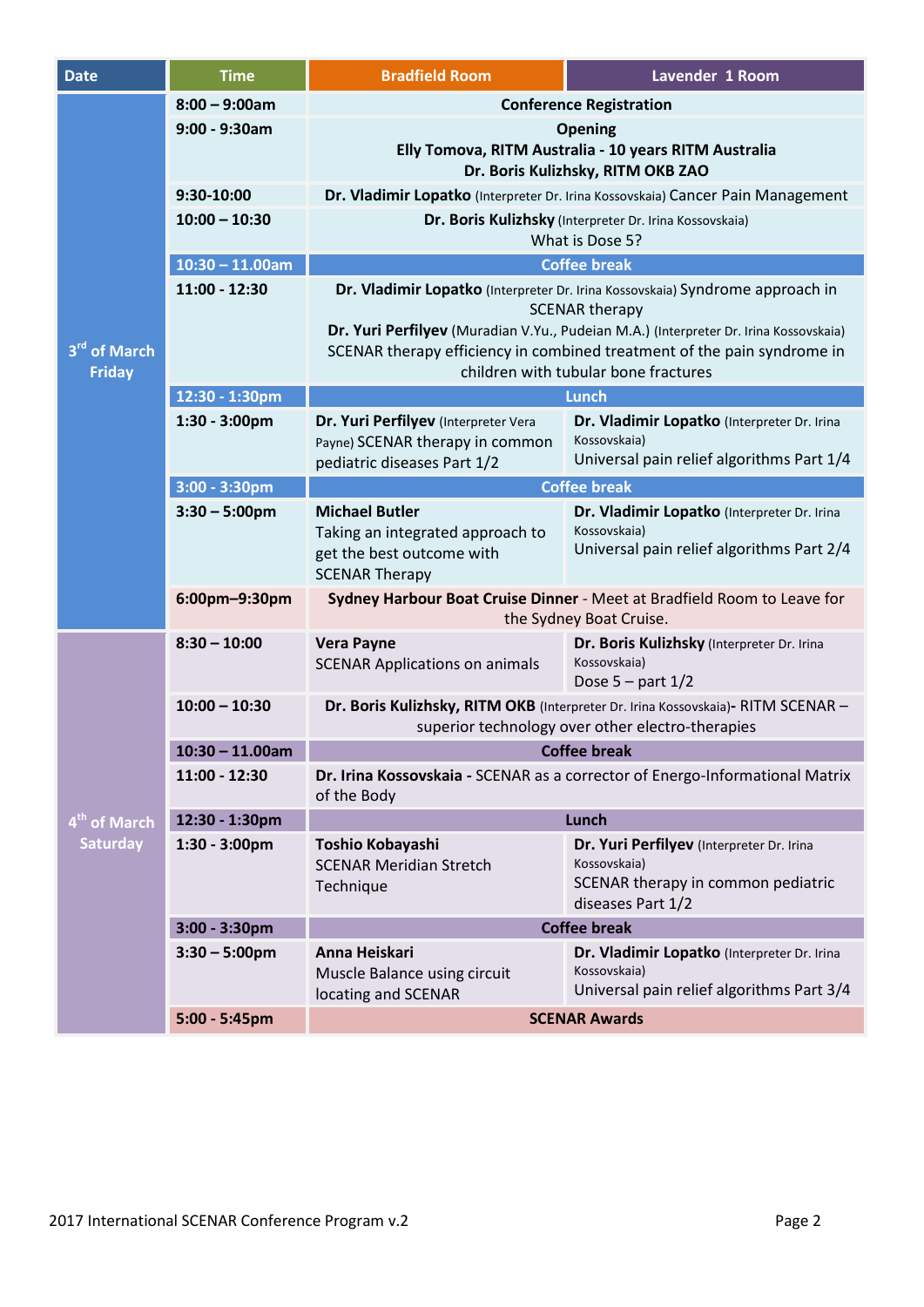| Date | Time | Bradfield Room | Lavender 1 Room |
|---|---|---|---|
| 3rd of March Friday | 8:00 – 9:00am | **Conference Registration** | |
| | 9:00 - 9:30am | **Opening** **Elly Tomova, RITM Australia - 10 years RITM Australia** **Dr. Boris Kulizhsky, RITM OKB ZAO** | |
| | 9:30-10:00 | **Dr. Vladimir Lopatko** (Interpreter Dr. Irina Kossovskaia) Cancer Pain Management | |
| | 10:00 – 10:30 | **Dr. Boris Kulizhsky** (Interpreter Dr. Irina Kossovskaia) What is Dose 5? | |
| | 10:30 – 11.00am | **Coffee break** | |
| | 11:00 - 12:30 | **Dr. Vladimir Lopatko** (Interpreter Dr. Irina Kossovskaia) Syndrome approach in SCENAR therapy **Dr. Yuri Perfilyev** (Muradian V.Yu., Pudeian M.A.) (Interpreter Dr. Irina Kossovskaia) SCENAR therapy efficiency in combined treatment of the pain syndrome in children with tubular bone fractures | |
| | 12:30 - 1:30pm | **Lunch** | |
| | 1:30 - 3:00pm | **Dr. Yuri Perfilyev** (Interpreter Vera Payne) SCENAR therapy in common pediatric diseases Part 1/2 | **Dr. Vladimir Lopatko** (Interpreter Dr. Irina Kossovskaia) Universal pain relief algorithms Part 1/4 |
| | 3:00 - 3:30pm | **Coffee break** | |
| | 3:30 – 5:00pm | **Michael Butler** Taking an integrated approach to get the best outcome with SCENAR Therapy | **Dr. Vladimir Lopatko** (Interpreter Dr. Irina Kossovskaia) Universal pain relief algorithms Part 2/4 |
| | 6:00pm–9:30pm | **Sydney Harbour Boat Cruise Dinner** - Meet at Bradfield Room to Leave for the Sydney Boat Cruise. | |
| 4th of March Saturday | 8:30 – 10:00 | **Vera Payne** SCENAR Applications on animals | **Dr. Boris Kulizhsky** (Interpreter Dr. Irina Kossovskaia) Dose 5 – part 1/2 |
| | 10:00 – 10:30 | **Dr. Boris Kulizhsky, RITM OKB** (Interpreter Dr. Irina Kossovskaia)- RITM SCENAR – superior technology over other electro-therapies | |
| | 10:30 – 11.00am | **Coffee break** | |
| | 11:00 - 12:30 | **Dr. Irina Kossovskaia** - SCENAR as a corrector of Energo-Informational Matrix of the Body | |
| | 12:30 - 1:30pm | **Lunch** | |
| | 1:30 - 3:00pm | **Toshio Kobayashi** SCENAR Meridian Stretch Technique | **Dr. Yuri Perfilyev** (Interpreter Dr. Irina Kossovskaia) SCENAR therapy in common pediatric diseases Part 1/2 |
| | 3:00 - 3:30pm | **Coffee break** | |
| | 3:30 – 5:00pm | **Anna Heiskari** Muscle Balance using circuit locating and SCENAR | **Dr. Vladimir Lopatko** (Interpreter Dr. Irina Kossovskaia) Universal pain relief algorithms Part 3/4 |
| | 5:00 - 5:45pm | **SCENAR Awards** | |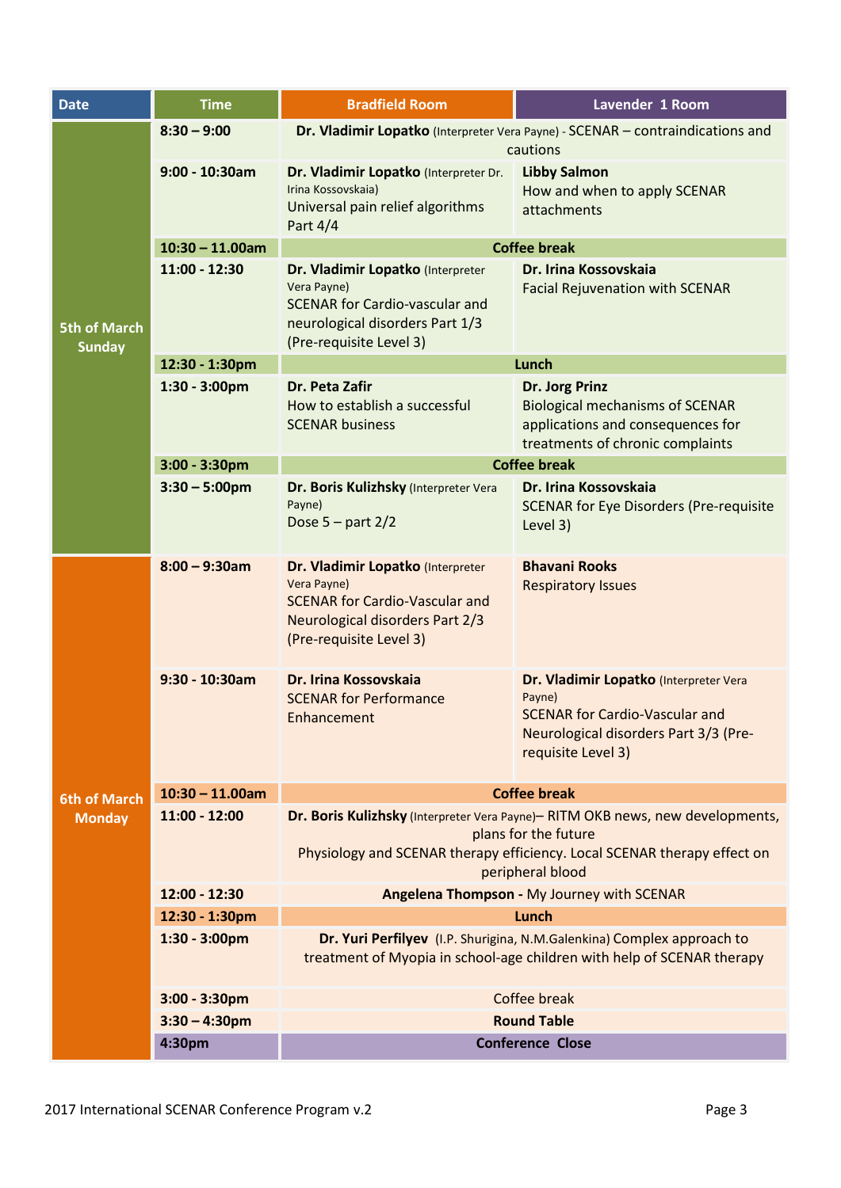| Date | Time | Bradfield Room | Lavender 1 Room |
|---|---|---|---|
| 5th of March Sunday | 8:30 – 9:00 | **Dr. Vladimir Lopatko** (Interpreter Vera Payne) - SCENAR – contraindications and cautions | |
| | 9:00 - 10:30am | **Dr. Vladimir Lopatko** (Interpreter Dr. Irina Kossovskaia) Universal pain relief algorithms Part 4/4 | **Libby Salmon** How and when to apply SCENAR attachments |
| | **10:30 – 11.00am** | **Coffee break** | |
| | 11:00 - 12:30 | **Dr. Vladimir Lopatko** (Interpreter Vera Payne) SCENAR for Cardio-vascular and neurological disorders Part 1/3 (Pre-requisite Level 3) | **Dr. Irina Kossovskaia** Facial Rejuvenation with SCENAR |
| | **12:30 - 1:30pm** | **Lunch** | |
| | 1:30 - 3:00pm | **Dr. Peta Zafir** How to establish a successful SCENAR business | **Dr. Jorg Prinz** Biological mechanisms of SCENAR applications and consequences for treatments of chronic complaints |
| | **3:00 - 3:30pm** | **Coffee break** | |
| | 3:30 – 5:00pm | **Dr. Boris Kulizhsky** (Interpreter Vera Payne) Dose 5 – part 2/2 | **Dr. Irina Kossovskaia** SCENAR for Eye Disorders (Pre-requisite Level 3) |
| 6th of March Monday | 8:00 – 9:30am | **Dr. Vladimir Lopatko** (Interpreter Vera Payne) SCENAR for Cardio-Vascular and Neurological disorders Part 2/3 (Pre-requisite Level 3) | **Bhavani Rooks** Respiratory Issues |
| | 9:30 - 10:30am | **Dr. Irina Kossovskaia** SCENAR for Performance Enhancement | **Dr. Vladimir Lopatko** (Interpreter Vera Payne) SCENAR for Cardio-Vascular and Neurological disorders Part 3/3 (Pre-requisite Level 3) |
| | **10:30 – 11.00am** | **Coffee break** | |
| | 11:00 - 12:00 | **Dr. Boris Kulizhsky** (Interpreter Vera Payne)– RITM OKB news, new developments, plans for the future Physiology and SCENAR therapy efficiency. Local SCENAR therapy effect on peripheral blood | |
| | 12:00 - 12:30 | **Angelena Thompson** - My Journey with SCENAR | |
| | **12:30 - 1:30pm** | **Lunch** | |
| | 1:30 - 3:00pm | **Dr. Yuri Perfilyev** (I.P. Shurigina, N.M.Galenkina) Complex approach to treatment of Myopia in school-age children with help of SCENAR therapy | |
| | 3:00 - 3:30pm | Coffee break | |
| | 3:30 – 4:30pm | **Round Table** | |
| | 4:30pm | **Conference Close** | |